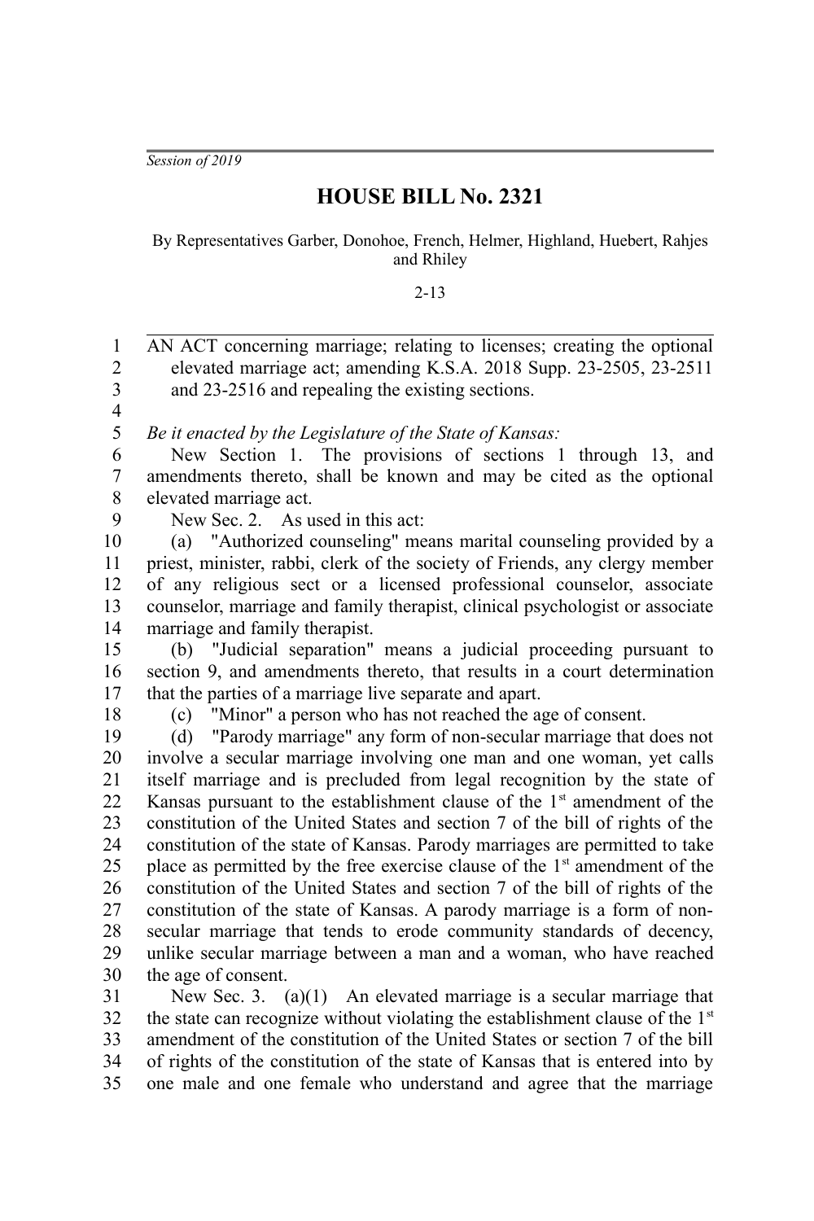*Session of 2019*

# HOUSE BILL No. 2321

By Representatives Garber, Donohoe, French, Helmer, Highland, Huebert, Rahjes and Rhiley

2-13

AN ACT concerning marriage; relating to licenses; creating the optional elevated marriage act; amending K.S.A. 2018 Supp. 23-2505, 23-2511 and 23-2516 and repealing the existing sections.

*Be it enacted by the Legislature of the State of Kansas:*

New Section 1. The provisions of sections 1 through 13, and amendments thereto, shall be known and may be cited as the optional elevated marriage act.

New Sec. 2. As used in this act:

(a) "Authorized counseling" means marital counseling provided by a priest, minister, rabbi, clerk of the society of Friends, any clergy member of any religious sect or a licensed professional counselor, associate counselor, marriage and family therapist, clinical psychologist or associate marriage and family therapist.

(b) "Judicial separation" means a judicial proceeding pursuant to section 9, and amendments thereto, that results in a court determination that the parties of a marriage live separate and apart.

(c) "Minor" a person who has not reached the age of consent.

(d) "Parody marriage" any form of non-secular marriage that does not involve a secular marriage involving one man and one woman, yet calls itself marriage and is precluded from legal recognition by the state of Kansas pursuant to the establishment clause of the 1st amendment of the constitution of the United States and section 7 of the bill of rights of the constitution of the state of Kansas. Parody marriages are permitted to take place as permitted by the free exercise clause of the 1st amendment of the constitution of the United States and section 7 of the bill of rights of the constitution of the state of Kansas. A parody marriage is a form of non-secular marriage that tends to erode community standards of decency, unlike secular marriage between a man and a woman, who have reached the age of consent.

New Sec. 3. (a)(1) An elevated marriage is a secular marriage that the state can recognize without violating the establishment clause of the 1st amendment of the constitution of the United States or section 7 of the bill of rights of the constitution of the state of Kansas that is entered into by one male and one female who understand and agree that the marriage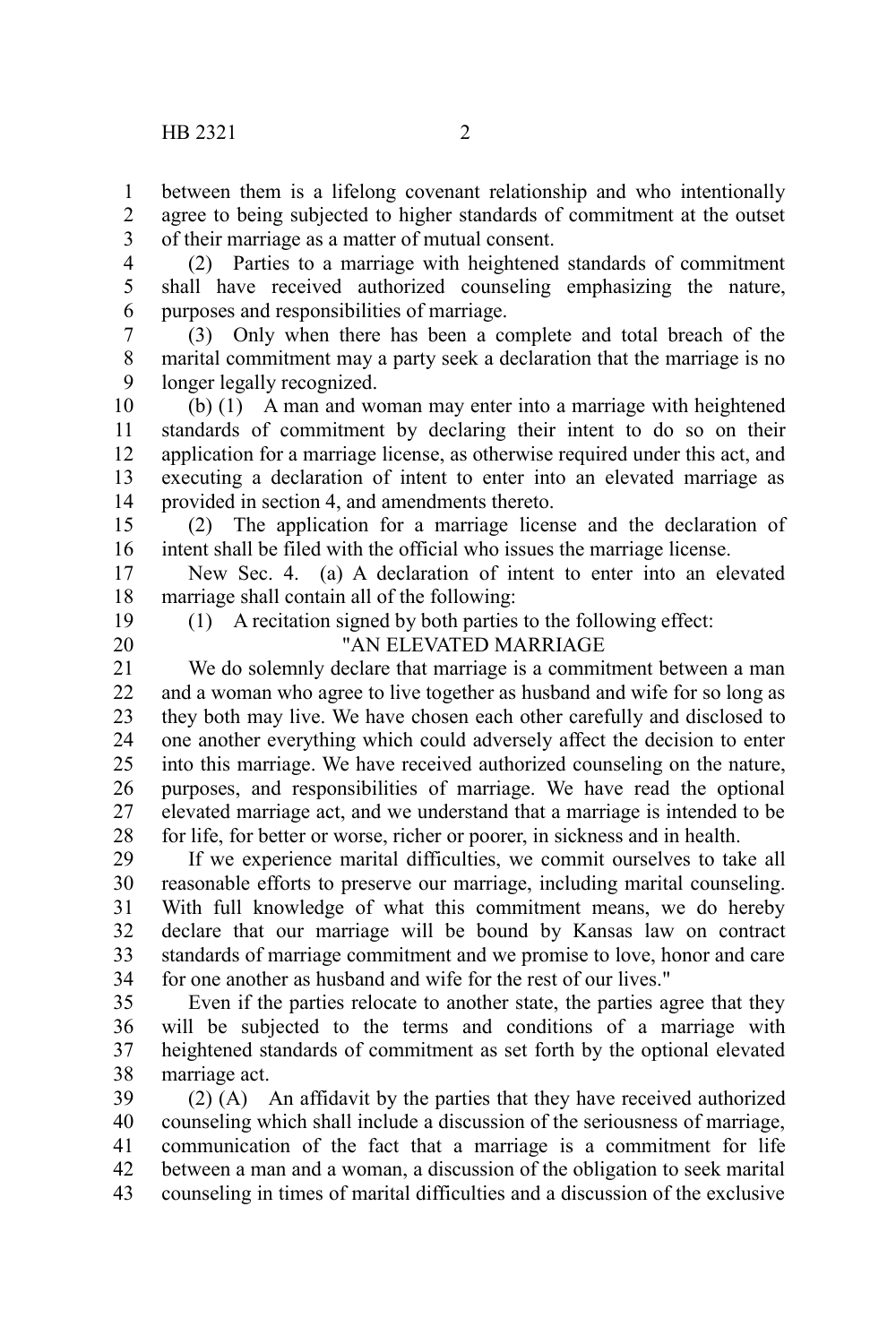between them is a lifelong covenant relationship and who intentionally agree to being subjected to higher standards of commitment at the outset of their marriage as a matter of mutual consent.

(2) Parties to a marriage with heightened standards of commitment shall have received authorized counseling emphasizing the nature, purposes and responsibilities of marriage.

(3) Only when there has been a complete and total breach of the marital commitment may a party seek a declaration that the marriage is no longer legally recognized.

(b) (1) A man and woman may enter into a marriage with heightened standards of commitment by declaring their intent to do so on their application for a marriage license, as otherwise required under this act, and executing a declaration of intent to enter into an elevated marriage as provided in section 4, and amendments thereto.

(2) The application for a marriage license and the declaration of intent shall be filed with the official who issues the marriage license.

New Sec. 4. (a) A declaration of intent to enter into an elevated marriage shall contain all of the following:

(1) A recitation signed by both parties to the following effect:

"AN ELEVATED MARRIAGE

We do solemnly declare that marriage is a commitment between a man and a woman who agree to live together as husband and wife for so long as they both may live. We have chosen each other carefully and disclosed to one another everything which could adversely affect the decision to enter into this marriage. We have received authorized counseling on the nature, purposes, and responsibilities of marriage. We have read the optional elevated marriage act, and we understand that a marriage is intended to be for life, for better or worse, richer or poorer, in sickness and in health.

If we experience marital difficulties, we commit ourselves to take all reasonable efforts to preserve our marriage, including marital counseling. With full knowledge of what this commitment means, we do hereby declare that our marriage will be bound by Kansas law on contract standards of marriage commitment and we promise to love, honor and care for one another as husband and wife for the rest of our lives."

Even if the parties relocate to another state, the parties agree that they will be subjected to the terms and conditions of a marriage with heightened standards of commitment as set forth by the optional elevated marriage act.

(2) (A) An affidavit by the parties that they have received authorized counseling which shall include a discussion of the seriousness of marriage, communication of the fact that a marriage is a commitment for life between a man and a woman, a discussion of the obligation to seek marital counseling in times of marital difficulties and a discussion of the exclusive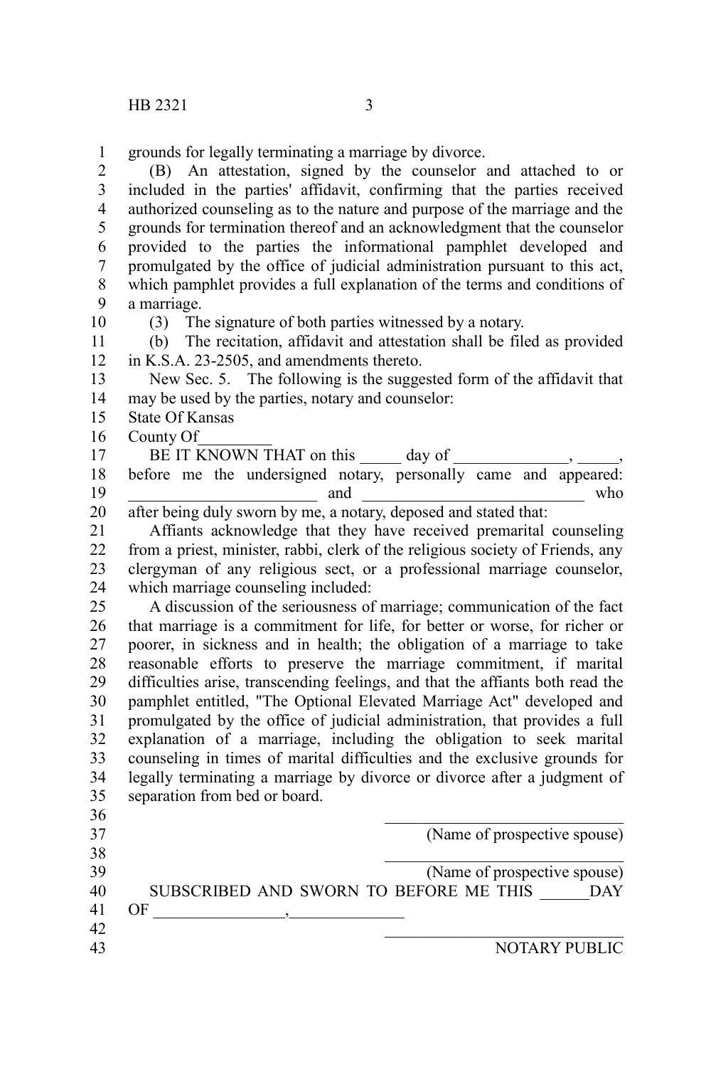grounds for legally terminating a marriage by divorce.

(B) An attestation, signed by the counselor and attached to or included in the parties' affidavit, confirming that the parties received authorized counseling as to the nature and purpose of the marriage and the grounds for termination thereof and an acknowledgment that the counselor provided to the parties the informational pamphlet developed and promulgated by the office of judicial administration pursuant to this act, which pamphlet provides a full explanation of the terms and conditions of a marriage.

(3) The signature of both parties witnessed by a notary.

(b) The recitation, affidavit and attestation shall be filed as provided in K.S.A. 23-2505, and amendments thereto.

New Sec. 5. The following is the suggested form of the affidavit that may be used by the parties, notary and counselor:

State Of Kansas

County Of_________

BE IT KNOWN THAT on this _____ day of ______________, _____, before me the undersigned notary, personally came and appeared: ________________________ and ___________________________ who after being duly sworn by me, a notary, deposed and stated that:

Affiants acknowledge that they have received premarital counseling from a priest, minister, rabbi, clerk of the religious society of Friends, any clergyman of any religious sect, or a professional marriage counselor, which marriage counseling included:

A discussion of the seriousness of marriage; communication of the fact that marriage is a commitment for life, for better or worse, for richer or poorer, in sickness and in health; the obligation of a marriage to take reasonable efforts to preserve the marriage commitment, if marital difficulties arise, transcending feelings, and that the affiants both read the pamphlet entitled, "The Optional Elevated Marriage Act" developed and promulgated by the office of judicial administration, that provides a full explanation of a marriage, including the obligation to seek marital counseling in times of marital difficulties and the exclusive grounds for legally terminating a marriage by divorce or divorce after a judgment of separation from bed or board.

______________________________
(Name of prospective spouse)

______________________________
(Name of prospective spouse)

SUBSCRIBED AND SWORN TO BEFORE ME THIS ______DAY OF ________________,______________

______________________________
NOTARY PUBLIC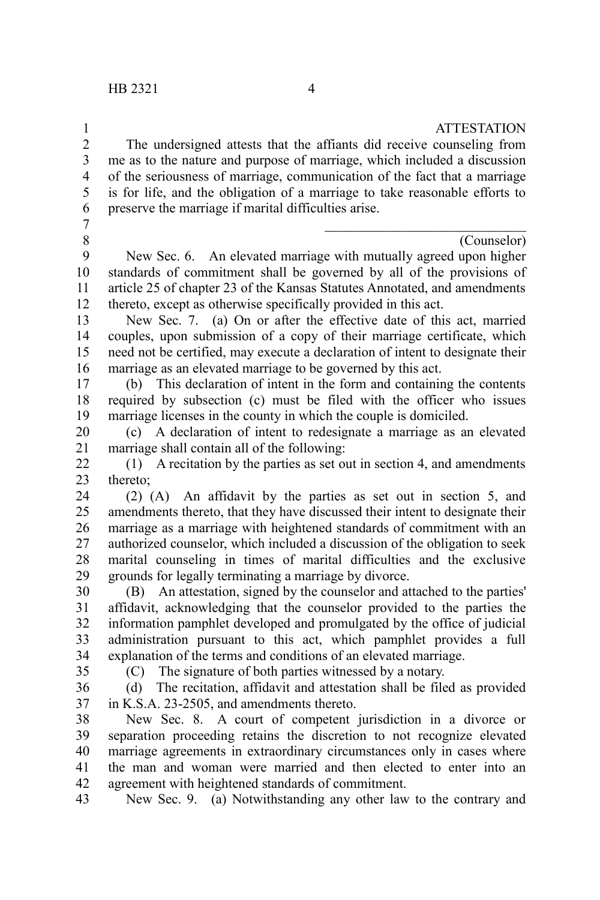ATTESTATION

The undersigned attests that the affiants did receive counseling from me as to the nature and purpose of marriage, which included a discussion of the seriousness of marriage, communication of the fact that a marriage is for life, and the obligation of a marriage to take reasonable efforts to preserve the marriage if marital difficulties arise.

\_\_\_\_\_\_\_\_\_\_\_\_\_\_\_\_\_\_\_\_\_\_\_\_\_\_\_\_\_\_

(Counselor)

New Sec. 6. An elevated marriage with mutually agreed upon higher standards of commitment shall be governed by all of the provisions of article 25 of chapter 23 of the Kansas Statutes Annotated, and amendments thereto, except as otherwise specifically provided in this act.

New Sec. 7. (a) On or after the effective date of this act, married couples, upon submission of a copy of their marriage certificate, which need not be certified, may execute a declaration of intent to designate their marriage as an elevated marriage to be governed by this act.

(b) This declaration of intent in the form and containing the contents required by subsection (c) must be filed with the officer who issues marriage licenses in the county in which the couple is domiciled.

(c) A declaration of intent to redesignate a marriage as an elevated marriage shall contain all of the following:

(1) A recitation by the parties as set out in section 4, and amendments thereto;

(2) (A) An affidavit by the parties as set out in section 5, and amendments thereto, that they have discussed their intent to designate their marriage as a marriage with heightened standards of commitment with an authorized counselor, which included a discussion of the obligation to seek marital counseling in times of marital difficulties and the exclusive grounds for legally terminating a marriage by divorce.

(B) An attestation, signed by the counselor and attached to the parties' affidavit, acknowledging that the counselor provided to the parties the information pamphlet developed and promulgated by the office of judicial administration pursuant to this act, which pamphlet provides a full explanation of the terms and conditions of an elevated marriage.

(C) The signature of both parties witnessed by a notary.

(d) The recitation, affidavit and attestation shall be filed as provided in K.S.A. 23-2505, and amendments thereto.

New Sec. 8. A court of competent jurisdiction in a divorce or separation proceeding retains the discretion to not recognize elevated marriage agreements in extraordinary circumstances only in cases where the man and woman were married and then elected to enter into an agreement with heightened standards of commitment.

New Sec. 9. (a) Notwithstanding any other law to the contrary and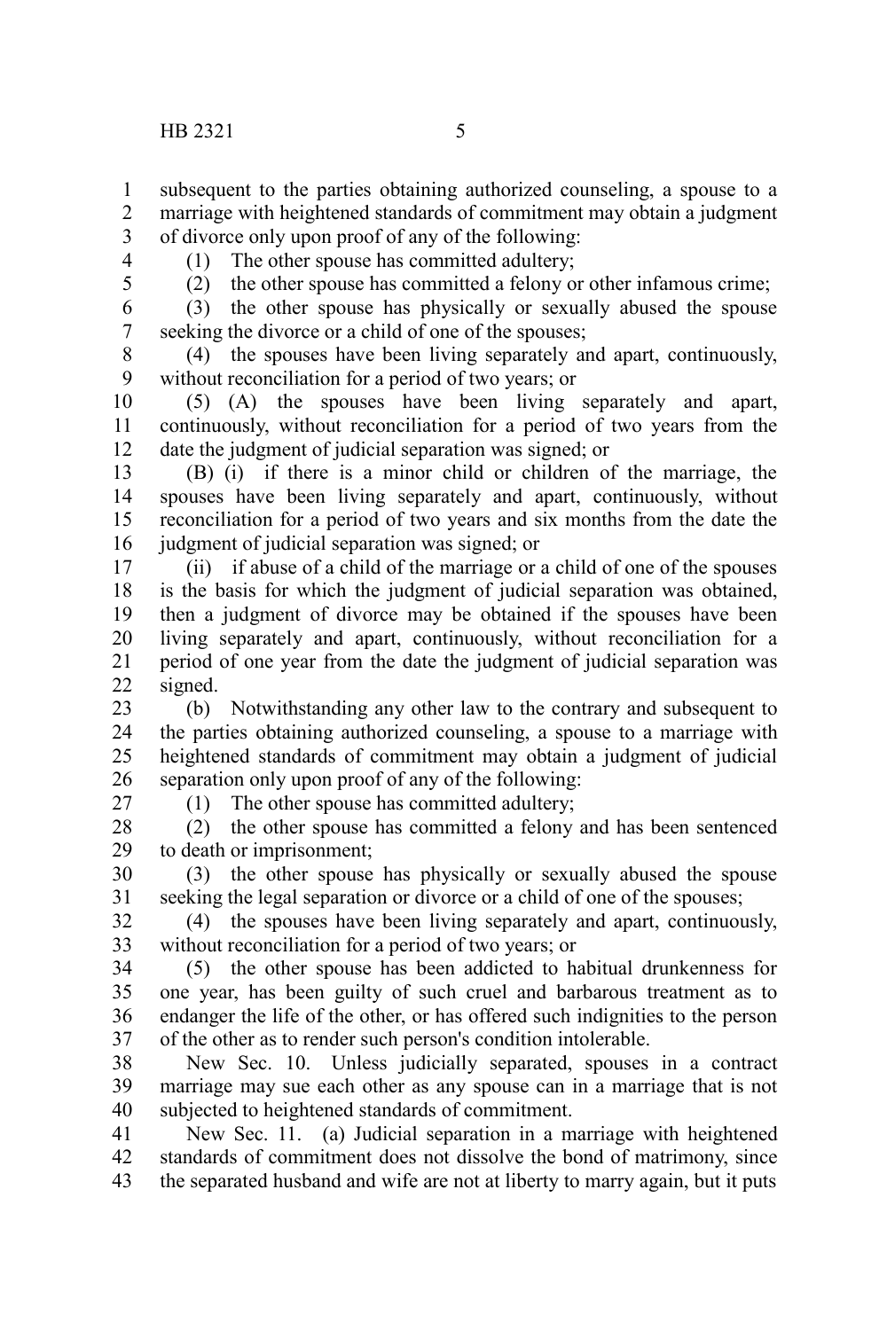subsequent to the parties obtaining authorized counseling, a spouse to a marriage with heightened standards of commitment may obtain a judgment of divorce only upon proof of any of the following:

(1) The other spouse has committed adultery;

(2) the other spouse has committed a felony or other infamous crime;

(3) the other spouse has physically or sexually abused the spouse seeking the divorce or a child of one of the spouses;

(4) the spouses have been living separately and apart, continuously, without reconciliation for a period of two years; or

(5) (A) the spouses have been living separately and apart, continuously, without reconciliation for a period of two years from the date the judgment of judicial separation was signed; or

(B) (i) if there is a minor child or children of the marriage, the spouses have been living separately and apart, continuously, without reconciliation for a period of two years and six months from the date the judgment of judicial separation was signed; or

(ii) if abuse of a child of the marriage or a child of one of the spouses is the basis for which the judgment of judicial separation was obtained, then a judgment of divorce may be obtained if the spouses have been living separately and apart, continuously, without reconciliation for a period of one year from the date the judgment of judicial separation was signed.

(b) Notwithstanding any other law to the contrary and subsequent to the parties obtaining authorized counseling, a spouse to a marriage with heightened standards of commitment may obtain a judgment of judicial separation only upon proof of any of the following:

(1) The other spouse has committed adultery;

(2) the other spouse has committed a felony and has been sentenced to death or imprisonment;

(3) the other spouse has physically or sexually abused the spouse seeking the legal separation or divorce or a child of one of the spouses;

(4) the spouses have been living separately and apart, continuously, without reconciliation for a period of two years; or

(5) the other spouse has been addicted to habitual drunkenness for one year, has been guilty of such cruel and barbarous treatment as to endanger the life of the other, or has offered such indignities to the person of the other as to render such person's condition intolerable.

New Sec. 10. Unless judicially separated, spouses in a contract marriage may sue each other as any spouse can in a marriage that is not subjected to heightened standards of commitment.

New Sec. 11. (a) Judicial separation in a marriage with heightened standards of commitment does not dissolve the bond of matrimony, since the separated husband and wife are not at liberty to marry again, but it puts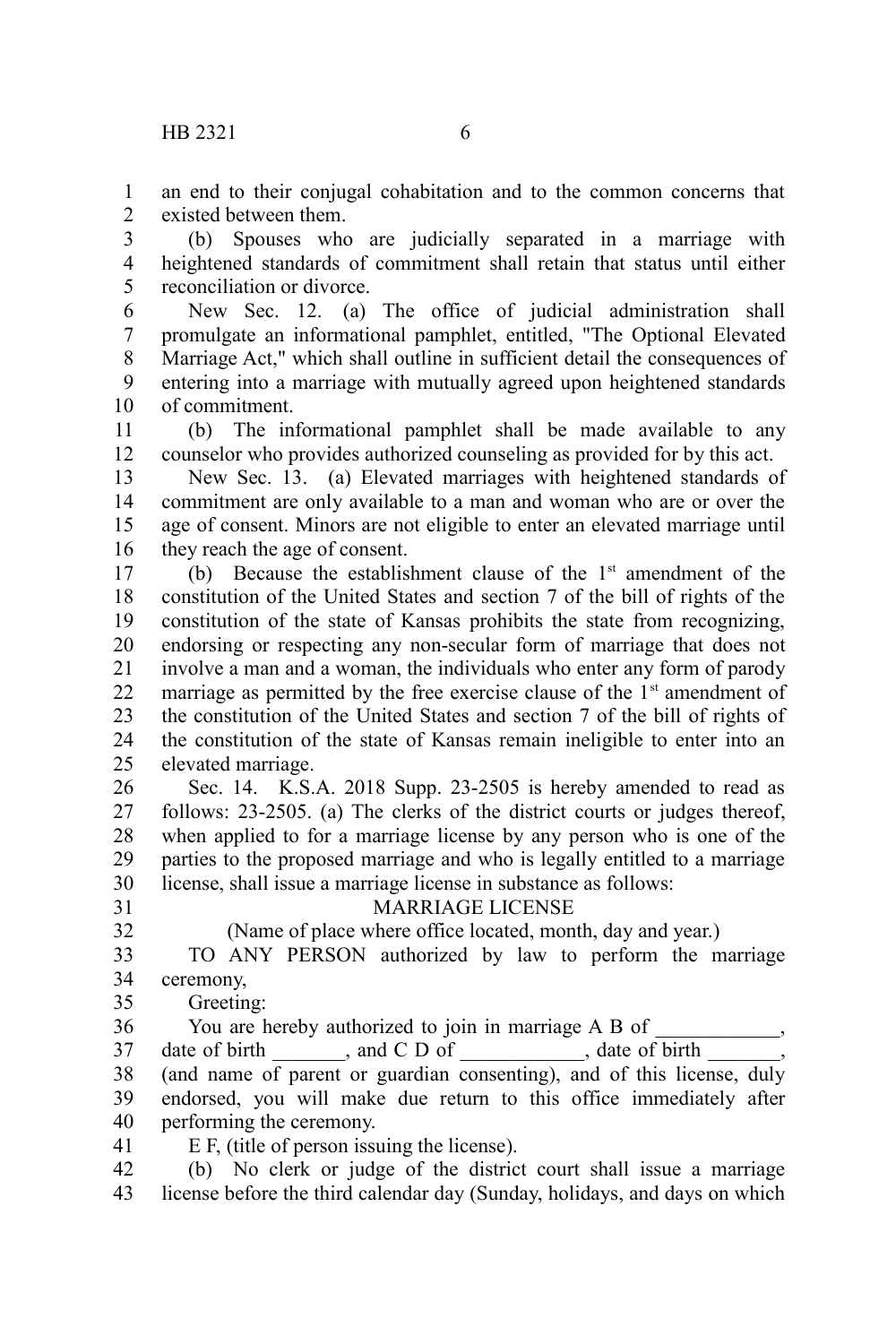an end to their conjugal cohabitation and to the common concerns that existed between them.

(b) Spouses who are judicially separated in a marriage with heightened standards of commitment shall retain that status until either reconciliation or divorce.

New Sec. 12. (a) The office of judicial administration shall promulgate an informational pamphlet, entitled, "The Optional Elevated Marriage Act," which shall outline in sufficient detail the consequences of entering into a marriage with mutually agreed upon heightened standards of commitment.

(b) The informational pamphlet shall be made available to any counselor who provides authorized counseling as provided for by this act.

New Sec. 13. (a) Elevated marriages with heightened standards of commitment are only available to a man and woman who are or over the age of consent. Minors are not eligible to enter an elevated marriage until they reach the age of consent.

(b) Because the establishment clause of the 1st amendment of the constitution of the United States and section 7 of the bill of rights of the constitution of the state of Kansas prohibits the state from recognizing, endorsing or respecting any non-secular form of marriage that does not involve a man and a woman, the individuals who enter any form of parody marriage as permitted by the free exercise clause of the 1st amendment of the constitution of the United States and section 7 of the bill of rights of the constitution of the state of Kansas remain ineligible to enter into an elevated marriage.

Sec. 14. K.S.A. 2018 Supp. 23-2505 is hereby amended to read as follows: 23-2505. (a) The clerks of the district courts or judges thereof, when applied to for a marriage license by any person who is one of the parties to the proposed marriage and who is legally entitled to a marriage license, shall issue a marriage license in substance as follows:

MARRIAGE LICENSE

(Name of place where office located, month, day and year.)

TO ANY PERSON authorized by law to perform the marriage ceremony,

Greeting:

You are hereby authorized to join in marriage A B of ____________, date of birth _______, and C D of ____________, date of birth _______, (and name of parent or guardian consenting), and of this license, duly endorsed, you will make due return to this office immediately after performing the ceremony.

E F, (title of person issuing the license).

(b) No clerk or judge of the district court shall issue a marriage license before the third calendar day (Sunday, holidays, and days on which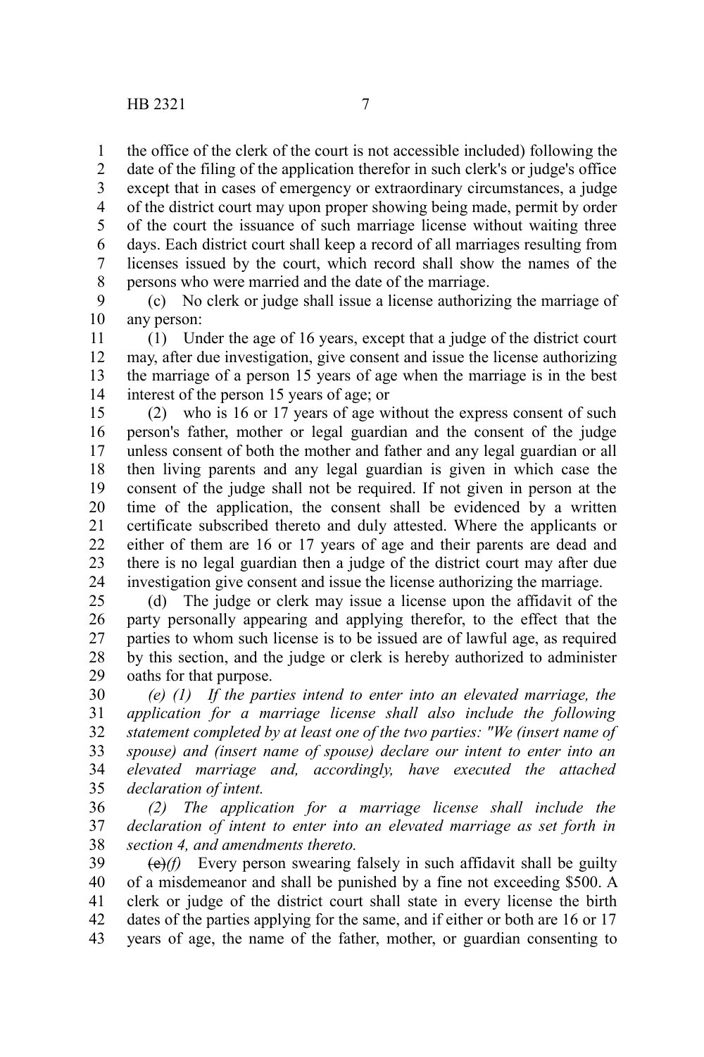the office of the clerk of the court is not accessible included) following the date of the filing of the application therefor in such clerk's or judge's office except that in cases of emergency or extraordinary circumstances, a judge of the district court may upon proper showing being made, permit by order of the court the issuance of such marriage license without waiting three days. Each district court shall keep a record of all marriages resulting from licenses issued by the court, which record shall show the names of the persons who were married and the date of the marriage.

(c) No clerk or judge shall issue a license authorizing the marriage of any person:

(1) Under the age of 16 years, except that a judge of the district court may, after due investigation, give consent and issue the license authorizing the marriage of a person 15 years of age when the marriage is in the best interest of the person 15 years of age; or

(2) who is 16 or 17 years of age without the express consent of such person's father, mother or legal guardian and the consent of the judge unless consent of both the mother and father and any legal guardian or all then living parents and any legal guardian is given in which case the consent of the judge shall not be required. If not given in person at the time of the application, the consent shall be evidenced by a written certificate subscribed thereto and duly attested. Where the applicants or either of them are 16 or 17 years of age and their parents are dead and there is no legal guardian then a judge of the district court may after due investigation give consent and issue the license authorizing the marriage.

(d) The judge or clerk may issue a license upon the affidavit of the party personally appearing and applying therefor, to the effect that the parties to whom such license is to be issued are of lawful age, as required by this section, and the judge or clerk is hereby authorized to administer oaths for that purpose.

*(e) (1) If the parties intend to enter into an elevated marriage, the application for a marriage license shall also include the following statement completed by at least one of the two parties: "We (insert name of spouse) and (insert name of spouse) declare our intent to enter into an elevated marriage and, accordingly, have executed the attached declaration of intent.*

*(2) The application for a marriage license shall include the declaration of intent to enter into an elevated marriage as set forth in section 4, and amendments thereto.*

~~(e)~~*(f)* Every person swearing falsely in such affidavit shall be guilty of a misdemeanor and shall be punished by a fine not exceeding $500. A clerk or judge of the district court shall state in every license the birth dates of the parties applying for the same, and if either or both are 16 or 17 years of age, the name of the father, mother, or guardian consenting to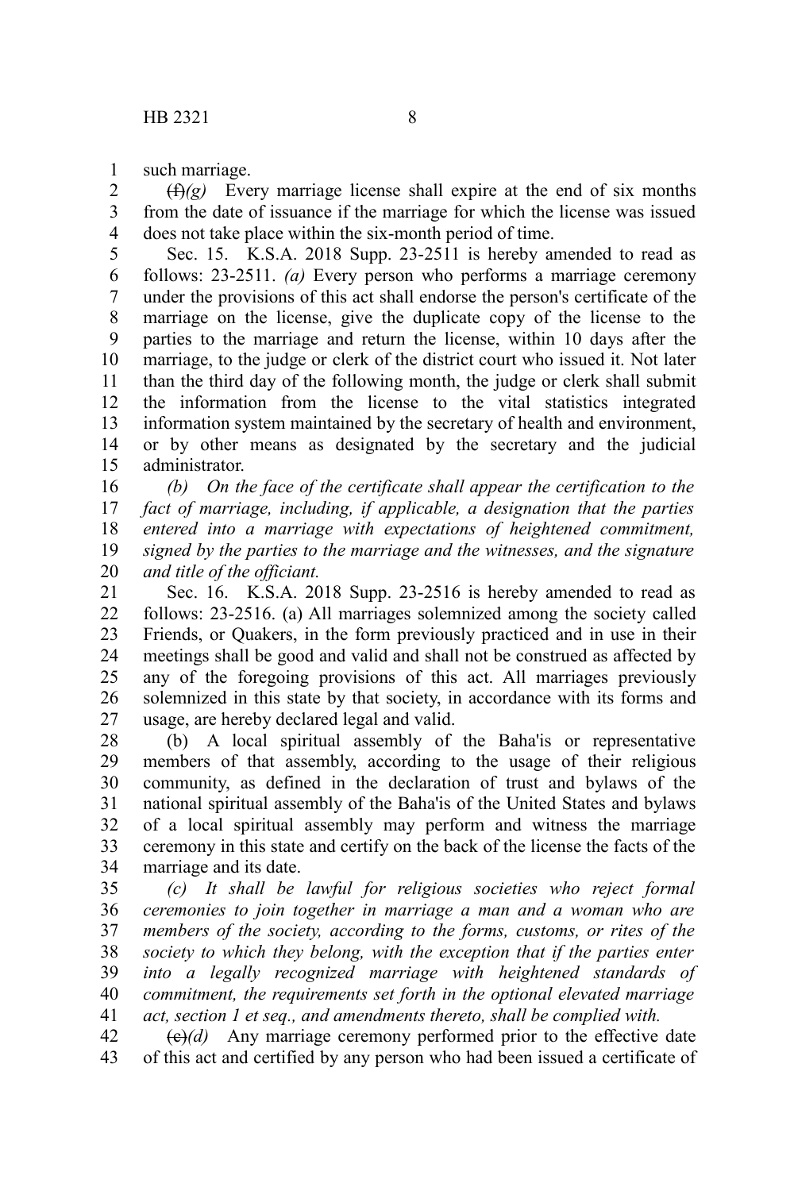such marriage.

~~(f)~~*(g)* Every marriage license shall expire at the end of six months from the date of issuance if the marriage for which the license was issued does not take place within the six-month period of time.

Sec. 15. K.S.A. 2018 Supp. 23-2511 is hereby amended to read as follows: 23-2511. *(a)* Every person who performs a marriage ceremony under the provisions of this act shall endorse the person's certificate of the marriage on the license, give the duplicate copy of the license to the parties to the marriage and return the license, within 10 days after the marriage, to the judge or clerk of the district court who issued it. Not later than the third day of the following month, the judge or clerk shall submit the information from the license to the vital statistics integrated information system maintained by the secretary of health and environment, or by other means as designated by the secretary and the judicial administrator.

*(b) On the face of the certificate shall appear the certification to the fact of marriage, including, if applicable, a designation that the parties entered into a marriage with expectations of heightened commitment, signed by the parties to the marriage and the witnesses, and the signature and title of the officiant.*

Sec. 16. K.S.A. 2018 Supp. 23-2516 is hereby amended to read as follows: 23-2516. (a) All marriages solemnized among the society called Friends, or Quakers, in the form previously practiced and in use in their meetings shall be good and valid and shall not be construed as affected by any of the foregoing provisions of this act. All marriages previously solemnized in this state by that society, in accordance with its forms and usage, are hereby declared legal and valid.

(b) A local spiritual assembly of the Baha'is or representative members of that assembly, according to the usage of their religious community, as defined in the declaration of trust and bylaws of the national spiritual assembly of the Baha'is of the United States and bylaws of a local spiritual assembly may perform and witness the marriage ceremony in this state and certify on the back of the license the facts of the marriage and its date.

*(c) It shall be lawful for religious societies who reject formal ceremonies to join together in marriage a man and a woman who are members of the society, according to the forms, customs, or rites of the society to which they belong, with the exception that if the parties enter into a legally recognized marriage with heightened standards of commitment, the requirements set forth in the optional elevated marriage act, section 1 et seq., and amendments thereto, shall be complied with.*

~~(c)~~*(d)* Any marriage ceremony performed prior to the effective date of this act and certified by any person who had been issued a certificate of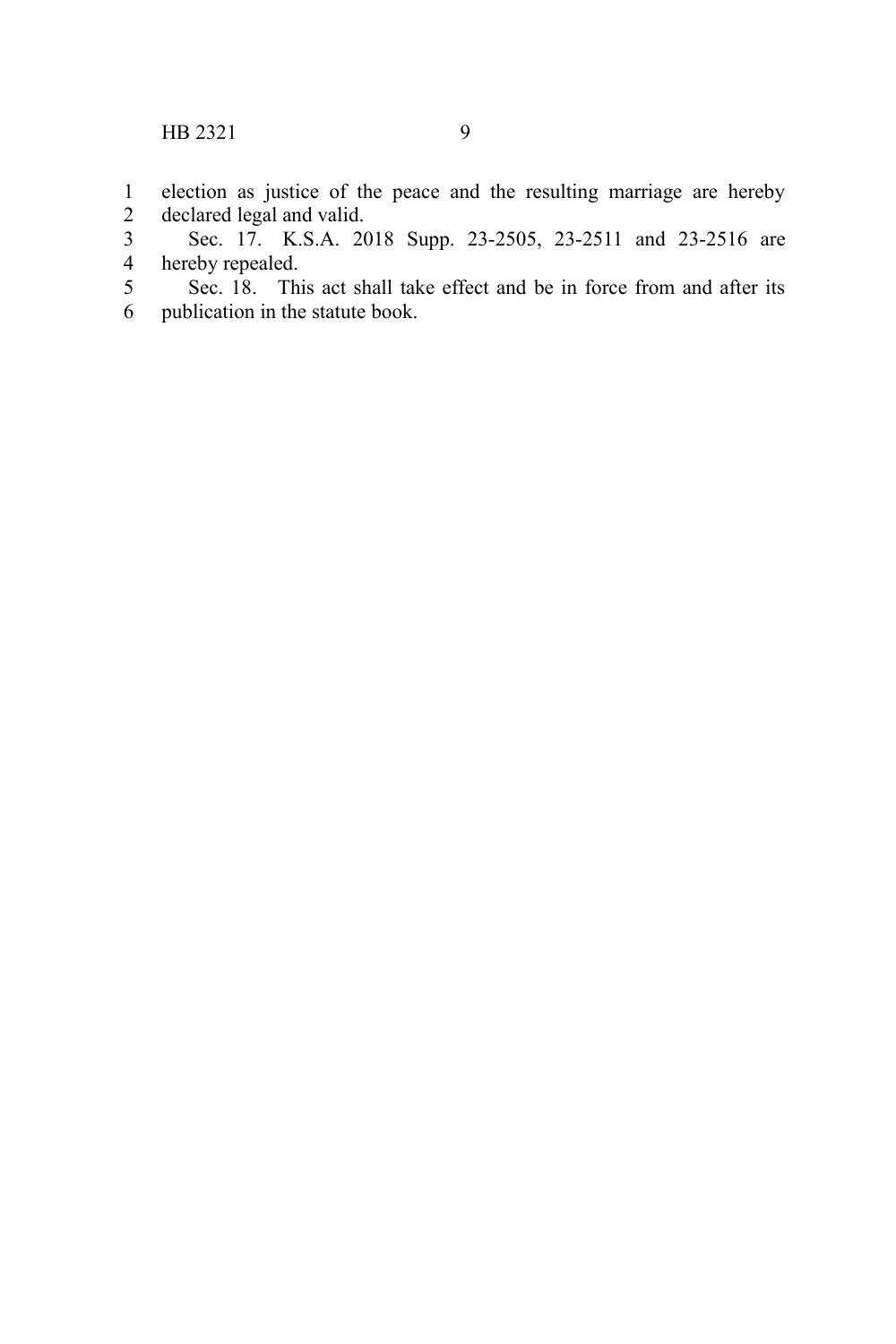election as justice of the peace and the resulting marriage are hereby declared legal and valid.

Sec. 17. K.S.A. 2018 Supp. 23-2505, 23-2511 and 23-2516 are hereby repealed.

Sec. 18. This act shall take effect and be in force from and after its publication in the statute book.